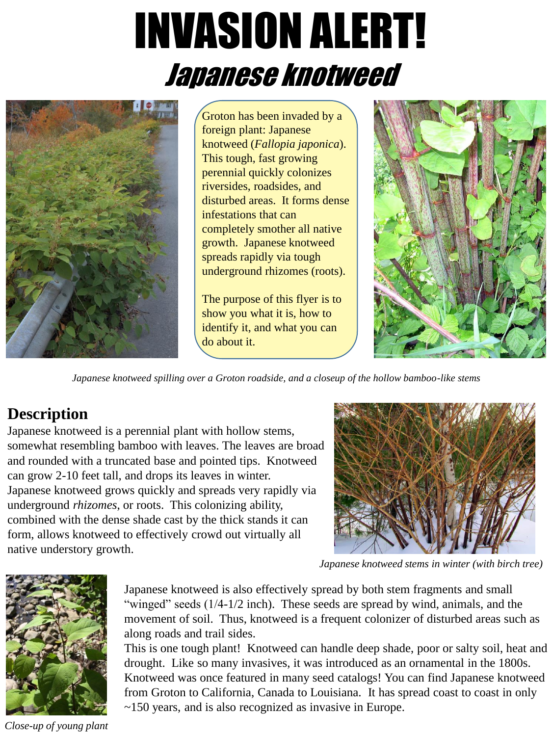# INVASION ALERT!

## *Japanese knotweed*

Groton has been invaded by a foreign plant: Japanese knotweed (*Fallopia japonica*). This tough, fast growing perennial quickly colonizes riversides, roadsides, and disturbed areas. It forms dense infestations that can completely smother all native growth. Japanese knotweed spreads rapidly via tough underground rhizomes (roots).

The purpose of this flyer is to show you what it is, how to identify it, and what you can do about it.

*Japanese knotweed spilling over a Groton roadside, and a closeup of the hollow bamboo-like stems*

## Description

Japanese knotweed is a perennial plant with hollow stems, somewhat resembling bamboo with leaves. The leaves are broad and rounded with a truncated base and pointed tips. Knotweed can grow 2-10 feet tall, and drops its leaves in winter. Japanese knotweed grows quickly and spreads very rapidly via underground *rhizomes*, or roots. This colonizing ability, combined with the dense shade cast by the thick stands it can form, allows knotweed to effectively crowd out virtually all native understory growth.

*Japanese knotweed stems in winter (with birch tree)*

Japanese knotweed is also effectively spread by both stem fragments and small "winged" seeds (1/4-1/2 inch). These seeds are spread by wind, animals, and the movement of soil. Thus, knotweed is a frequent colonizer of disturbed areas such as along roads and trail sides.

This is one tough plant! Knotweed can handle deep shade, poor or salty soil, heat and drought. Like so many invasives, it was introduced as an ornamental in the 1800s. Knotweed was once featured in many seed catalogs! You can find Japanese knotweed from Groton to California, Canada to Louisiana. It has spread coast to coast in only ~150 years, and is also recognized as invasive in Europe.

*Close-up of young plant*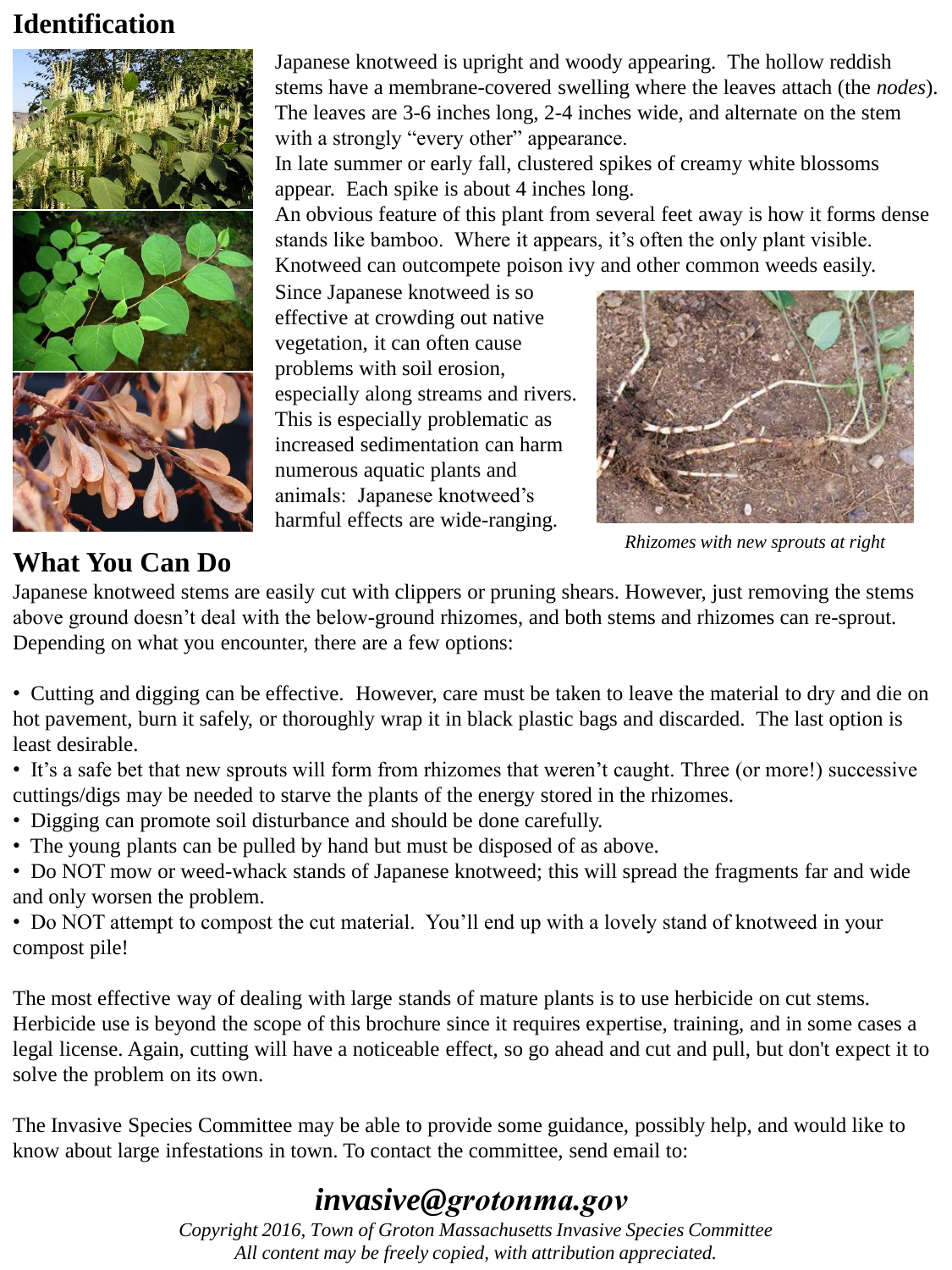## Identification

Japanese knotweed is upright and woody appearing. The hollow reddish stems have a membrane-covered swelling where the leaves attach (the *nodes*). The leaves are 3-6 inches long, 2-4 inches wide, and alternate on the stem with a strongly "every other" appearance.

In late summer or early fall, clustered spikes of creamy white blossoms appear. Each spike is about 4 inches long.

An obvious feature of this plant from several feet away is how it forms dense stands like bamboo. Where it appears, it's often the only plant visible. Knotweed can outcompete poison ivy and other common weeds easily.

Since Japanese knotweed is so effective at crowding out native vegetation, it can often cause problems with soil erosion, especially along streams and rivers. This is especially problematic as increased sedimentation can harm numerous aquatic plants and animals: Japanese knotweed's harmful effects are wide-ranging.

*Rhizomes with new sprouts at right*

## What You Can Do

Japanese knotweed stems are easily cut with clippers or pruning shears. However, just removing the stems above ground doesn't deal with the below-ground rhizomes, and both stems and rhizomes can re-sprout. Depending on what you encounter, there are a few options:

- Cutting and digging can be effective. However, care must be taken to leave the material to dry and die on hot pavement, burn it safely, or thoroughly wrap it in black plastic bags and discarded. The last option is least desirable.
- It's a safe bet that new sprouts will form from rhizomes that weren't caught. Three (or more!) successive cuttings/digs may be needed to starve the plants of the energy stored in the rhizomes.
- Digging can promote soil disturbance and should be done carefully.
- The young plants can be pulled by hand but must be disposed of as above.
- Do NOT mow or weed-whack stands of Japanese knotweed; this will spread the fragments far and wide and only worsen the problem.
- Do NOT attempt to compost the cut material. You'll end up with a lovely stand of knotweed in your compost pile!

The most effective way of dealing with large stands of mature plants is to use herbicide on cut stems. Herbicide use is beyond the scope of this brochure since it requires expertise, training, and in some cases a legal license. Again, cutting will have a noticeable effect, so go ahead and cut and pull, but don't expect it to solve the problem on its own.

The Invasive Species Committee may be able to provide some guidance, possibly help, and would like to know about large infestations in town. To contact the committee, send email to:

***invasive@grotonma.gov***

*Copyright 2016, Town of Groton Massachusetts Invasive Species Committee*
*All content may be freely copied, with attribution appreciated.*